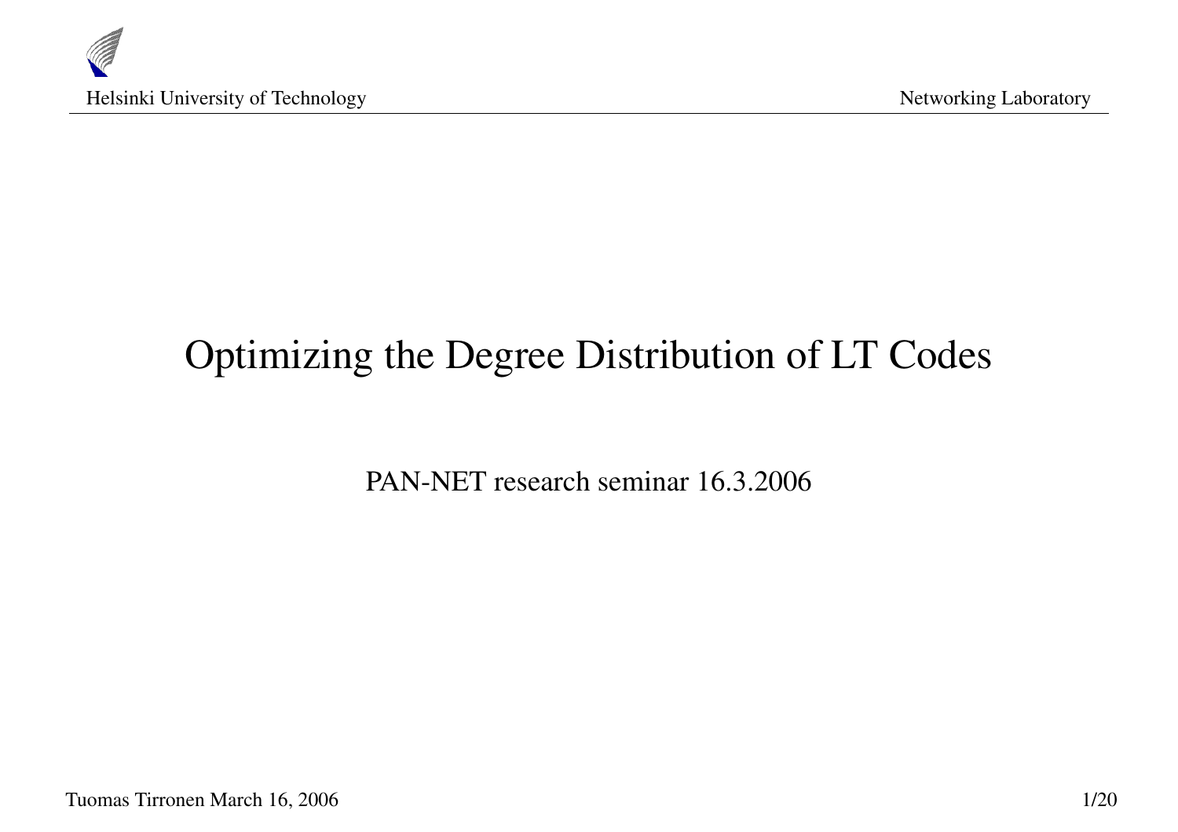# Optimizing the Degree Distribution of LT Codes

PAN-NET research seminar 16.3.2006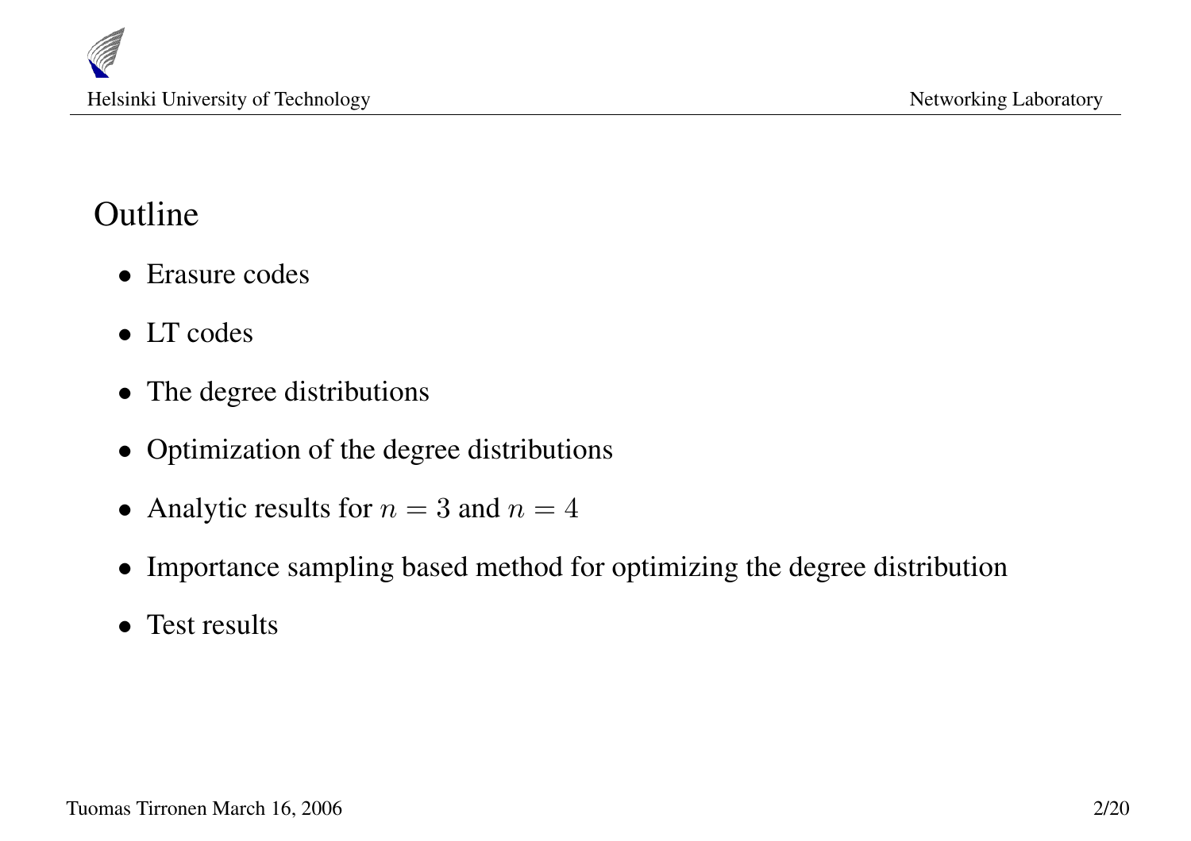## Outline

- Erasure codes
- LT codes
- The degree distributions
- Optimization of the degree distributions
- Analytic results for $n = 3$ and $n = 4$
- Importance sampling based method for optimizing the degree distribution
- Test results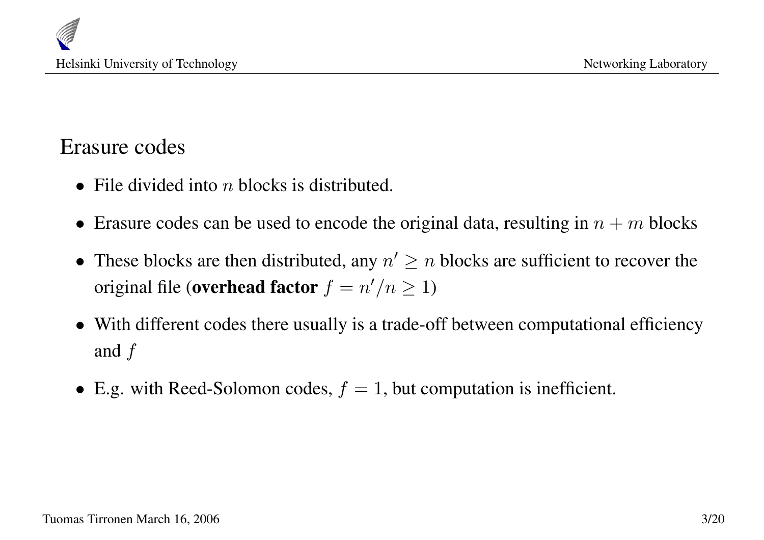## Erasure codes

- File divided into $n$ blocks is distributed.
- Erasure codes can be used to encode the original data, resulting in $n + m$ blocks
- These blocks are then distributed, any $n' \geq n$ blocks are sufficient to recover the original file (**overhead factor** $f = n'/n \geq 1$)
- With different codes there usually is a trade-off between computational efficiency and $f$
- E.g. with Reed-Solomon codes, $f = 1$, but computation is inefficient.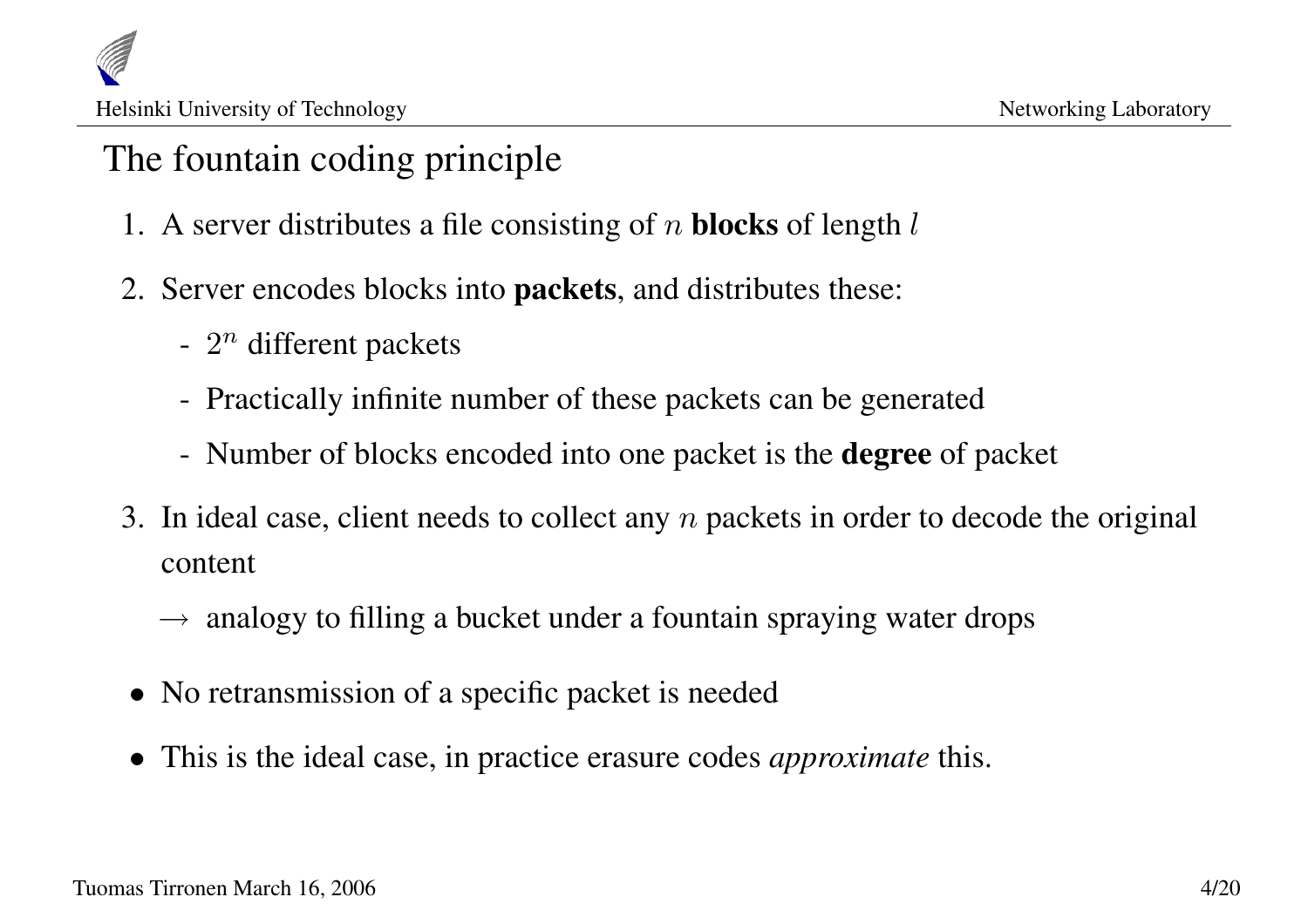# The fountain coding principle

1. A server distributes a file consisting of $n$ **blocks** of length $l$
2. Server encodes blocks into **packets**, and distributes these:
   - $2^n$ different packets
   - Practically infinite number of these packets can be generated
   - Number of blocks encoded into one packet is the **degree** of packet
3. In ideal case, client needs to collect any $n$ packets in order to decode the original content

   $\rightarrow$ analogy to filling a bucket under a fountain spraying water drops

- No retransmission of a specific packet is needed
- This is the ideal case, in practice erasure codes *approximate* this.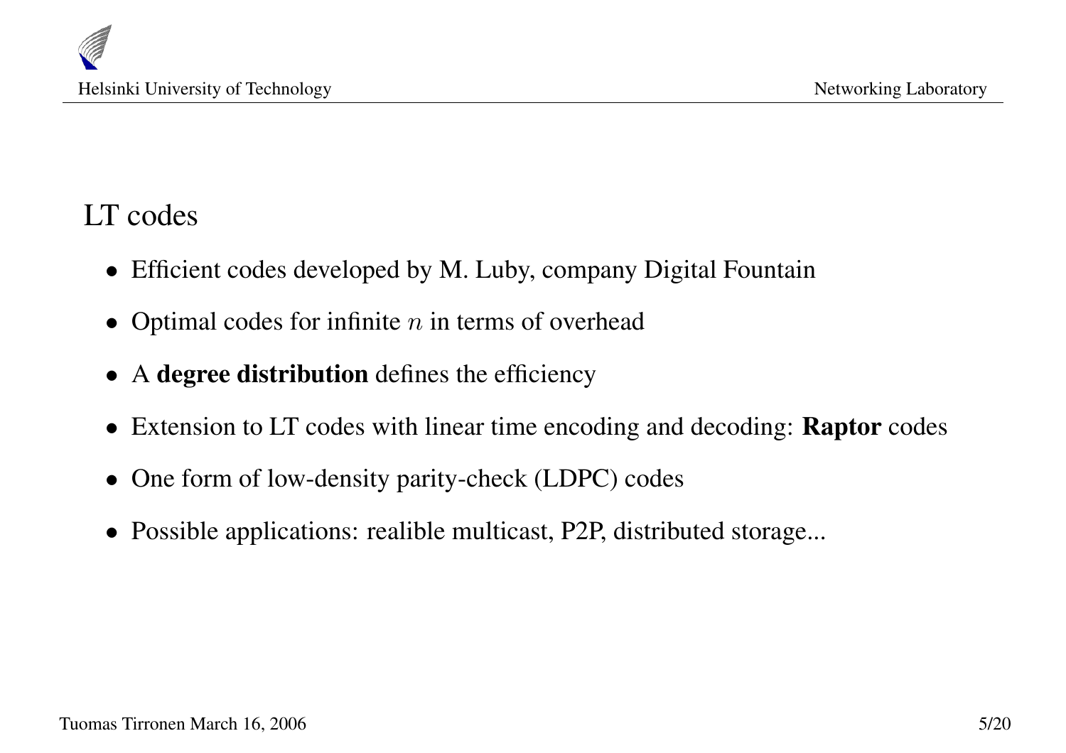## LT codes

- Efficient codes developed by M. Luby, company Digital Fountain
- Optimal codes for infinite $n$ in terms of overhead
- A **degree distribution** defines the efficiency
- Extension to LT codes with linear time encoding and decoding: **Raptor** codes
- One form of low-density parity-check (LDPC) codes
- Possible applications: realible multicast, P2P, distributed storage...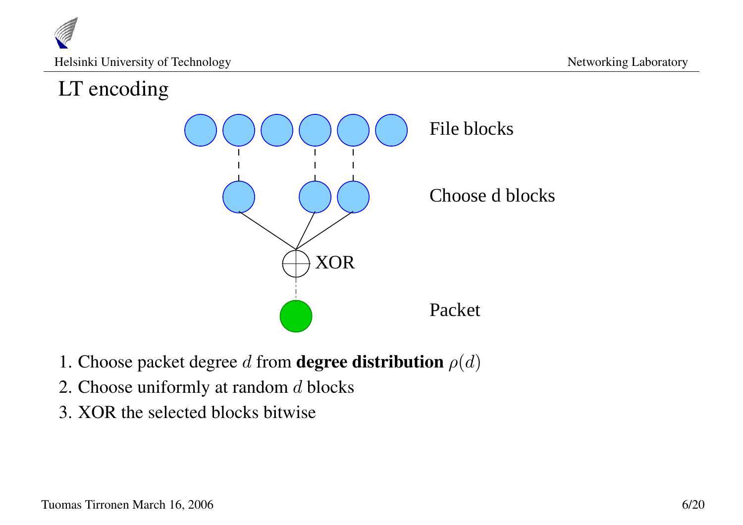# LT encoding

File blocks

Choose d blocks

XOR

Packet

1. Choose packet degree $d$ from **degree distribution** $\rho(d)$
2. Choose uniformly at random $d$ blocks
3. XOR the selected blocks bitwise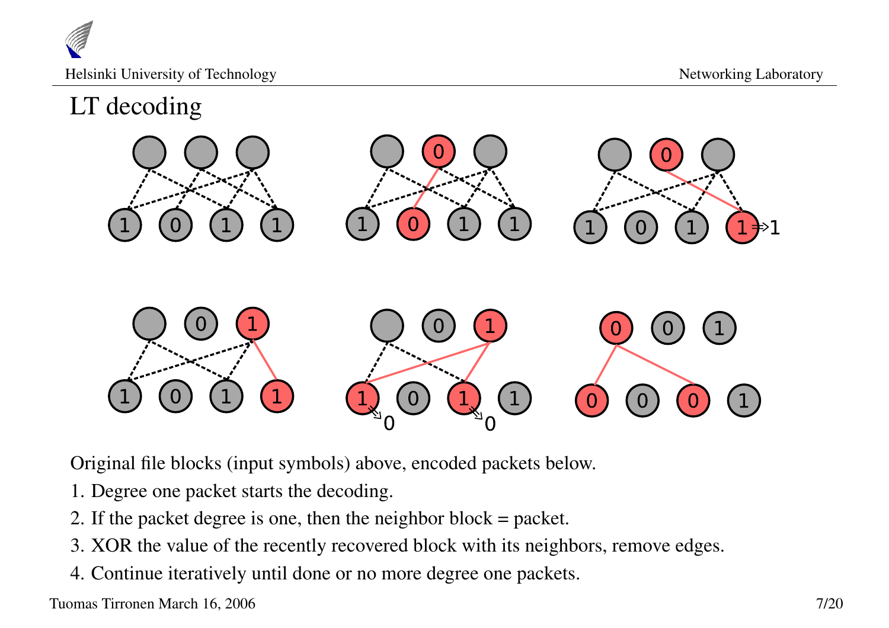# LT decoding

Original file blocks (input symbols) above, encoded packets below.

1. Degree one packet starts the decoding.
2. If the packet degree is one, then the neighbor block = packet.
3. XOR the value of the recently recovered block with its neighbors, remove edges.
4. Continue iteratively until done or no more degree one packets.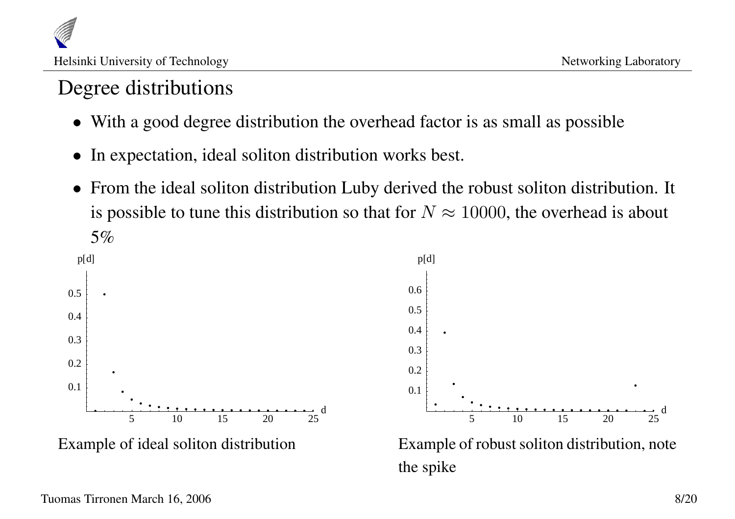# Degree distributions

- With a good degree distribution the overhead factor is as small as possible
- In expectation, ideal soliton distribution works best.
- From the ideal soliton distribution Luby derived the robust soliton distribution. It is possible to tune this distribution so that for $N \approx 10000$, the overhead is about 5%

Example of ideal soliton distribution

Example of robust soliton distribution, note the spike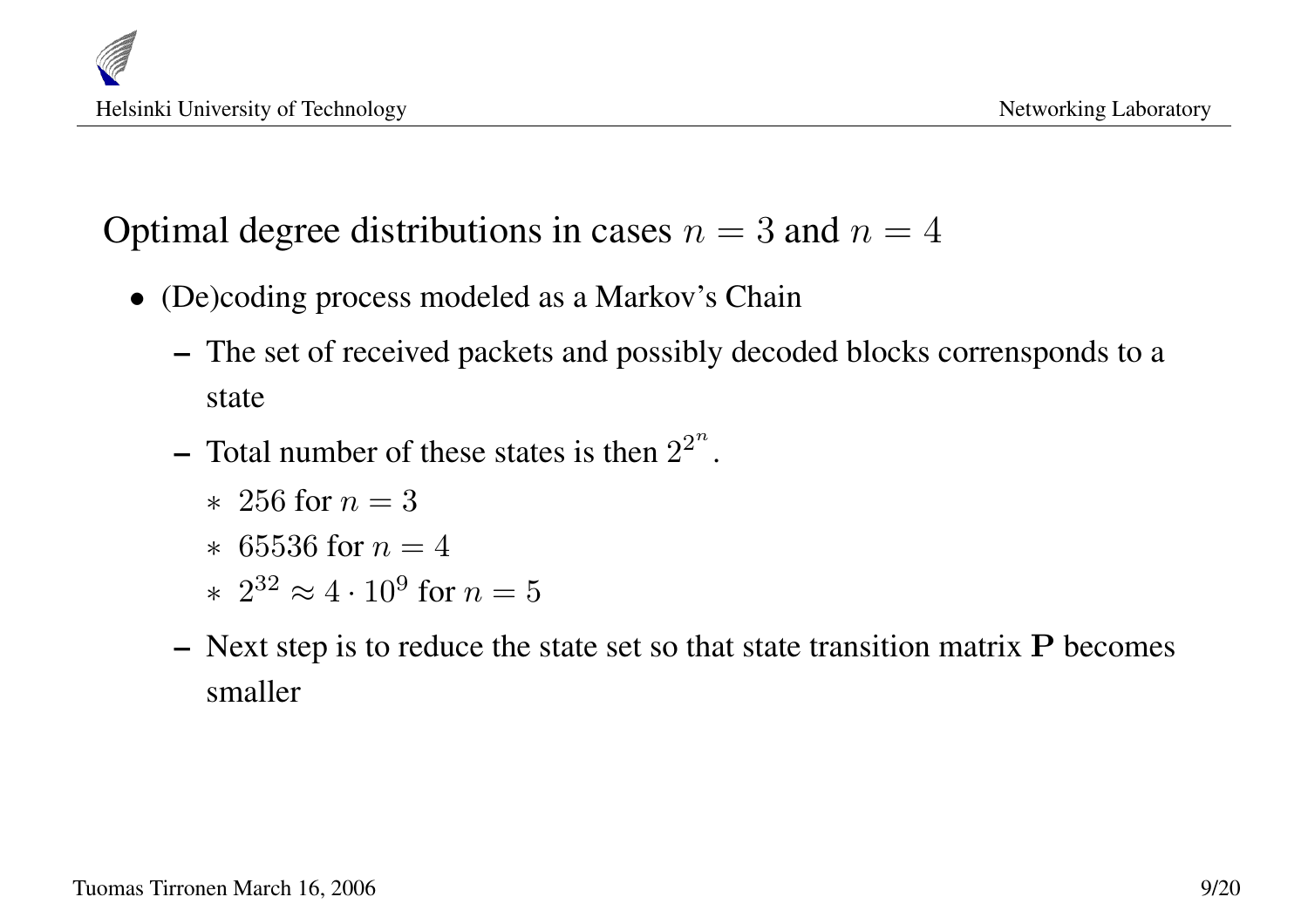# Optimal degree distributions in cases $n = 3$ and $n = 4$

- (De)coding process modeled as a Markov's Chain
  - The set of received packets and possibly decoded blocks corrensponds to a state
  - Total number of these states is then $2^{2^n}$.
    * $256$ for $n = 3$
    * $65536$ for $n = 4$
    * $2^{32} \approx 4 \cdot 10^9$ for $n = 5$
  - Next step is to reduce the state set so that state transition matrix $\mathbf{P}$ becomes smaller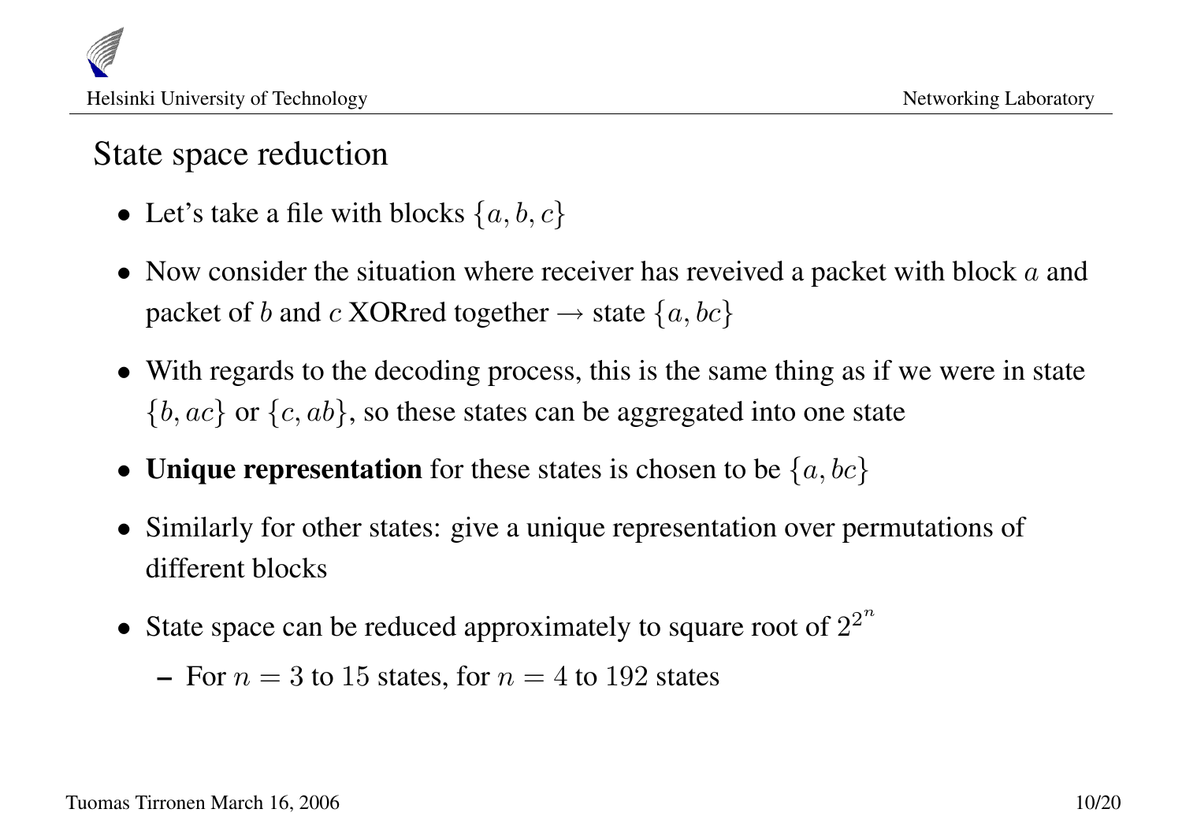# State space reduction

- Let's take a file with blocks $\{a, b, c\}$
- Now consider the situation where receiver has reveived a packet with block $a$ and packet of $b$ and $c$ XORred together $\rightarrow$ state $\{a, bc\}$
- With regards to the decoding process, this is the same thing as if we were in state $\{b, ac\}$ or $\{c, ab\}$, so these states can be aggregated into one state
- **Unique representation** for these states is chosen to be $\{a, bc\}$
- Similarly for other states: give a unique representation over permutations of different blocks
- State space can be reduced approximately to square root of $2^{2^n}$
  - For $n = 3$ to 15 states, for $n = 4$ to 192 states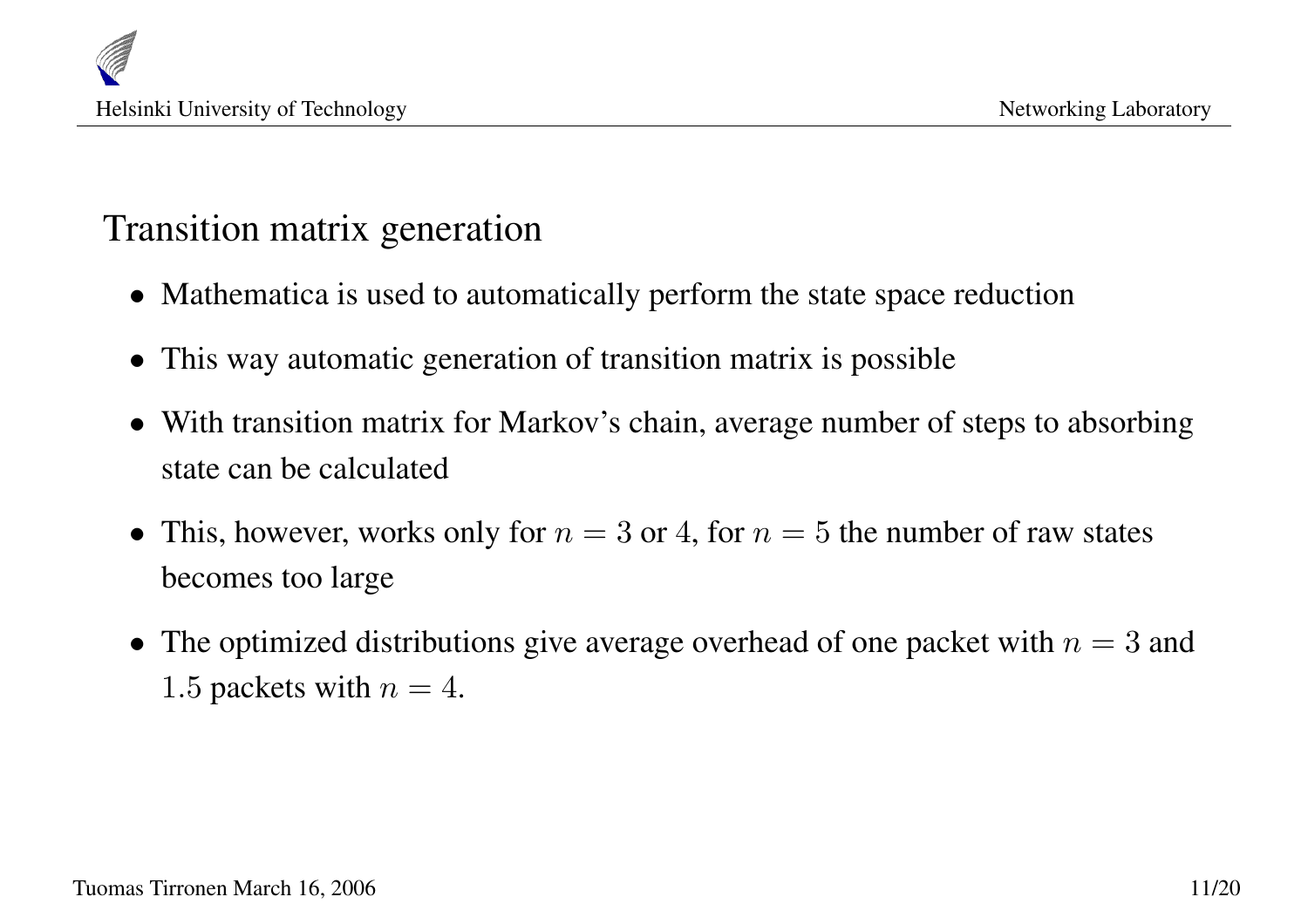## Transition matrix generation

- Mathematica is used to automatically perform the state space reduction
- This way automatic generation of transition matrix is possible
- With transition matrix for Markov's chain, average number of steps to absorbing state can be calculated
- This, however, works only for $n = 3$ or $4$, for $n = 5$ the number of raw states becomes too large
- The optimized distributions give average overhead of one packet with $n = 3$ and $1.5$ packets with $n = 4$.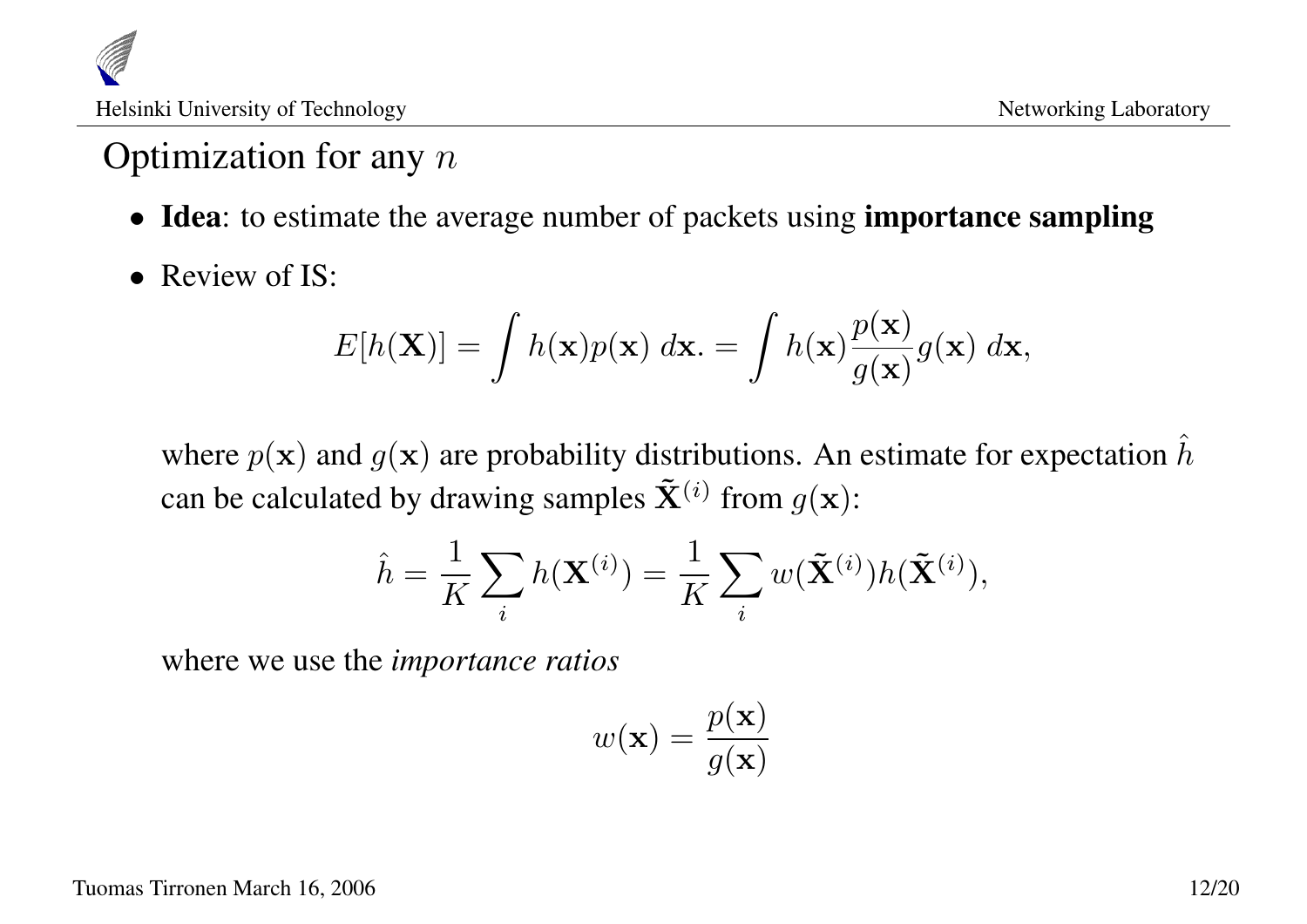# Optimization for any $n$

- **Idea**: to estimate the average number of packets using **importance sampling**
- Review of IS:

$$E[h(\mathbf{X})] = \int h(\mathbf{x})p(\mathbf{x})\ d\mathbf{x}. = \int h(\mathbf{x})\frac{p(\mathbf{x})}{g(\mathbf{x})}g(\mathbf{x})\ d\mathbf{x},$$

where $p(\mathbf{x})$ and $g(\mathbf{x})$ are probability distributions. An estimate for expectation $\hat{h}$ can be calculated by drawing samples $\tilde{\mathbf{X}}^{(i)}$ from $g(\mathbf{x})$:

$$\hat{h} = \frac{1}{K}\sum_i h(\mathbf{X}^{(i)}) = \frac{1}{K}\sum_i w(\tilde{\mathbf{X}}^{(i)})h(\tilde{\mathbf{X}}^{(i)}),$$

where we use the *importance ratios*

$$w(\mathbf{x}) = \frac{p(\mathbf{x})}{g(\mathbf{x})}$$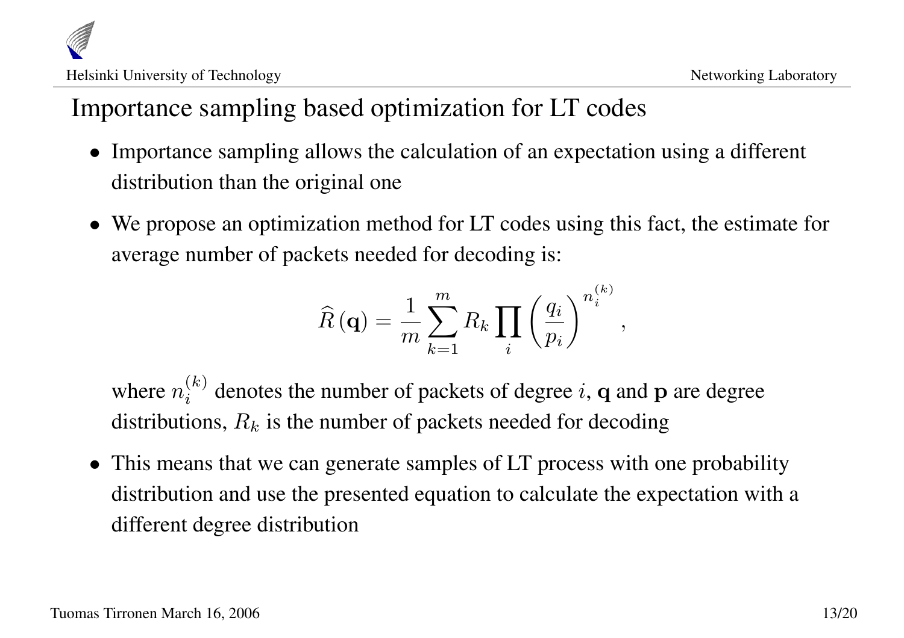# Importance sampling based optimization for LT codes

- Importance sampling allows the calculation of an expectation using a different distribution than the original one
- We propose an optimization method for LT codes using this fact, the estimate for average number of packets needed for decoding is:

$$\widehat{R}(\mathbf{q}) = \frac{1}{m} \sum_{k=1}^{m} R_k \prod_{i} \left( \frac{q_i}{p_i} \right)^{n_i^{(k)}},$$

  where $n_i^{(k)}$ denotes the number of packets of degree $i$, $\mathbf{q}$ and $\mathbf{p}$ are degree distributions, $R_k$ is the number of packets needed for decoding

- This means that we can generate samples of LT process with one probability distribution and use the presented equation to calculate the expectation with a different degree distribution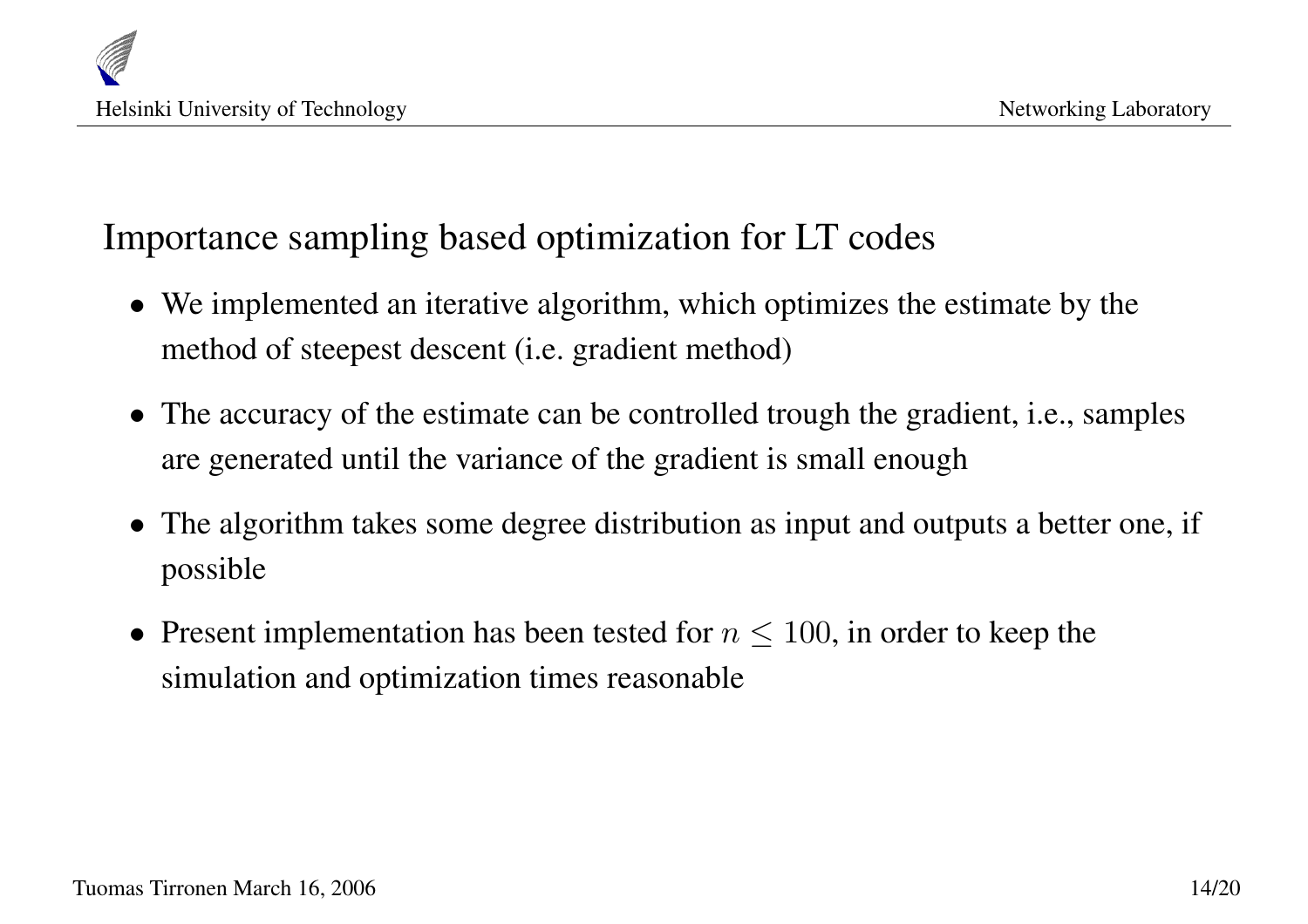## Importance sampling based optimization for LT codes

- We implemented an iterative algorithm, which optimizes the estimate by the method of steepest descent (i.e. gradient method)
- The accuracy of the estimate can be controlled trough the gradient, i.e., samples are generated until the variance of the gradient is small enough
- The algorithm takes some degree distribution as input and outputs a better one, if possible
- Present implementation has been tested for $n \leq 100$, in order to keep the simulation and optimization times reasonable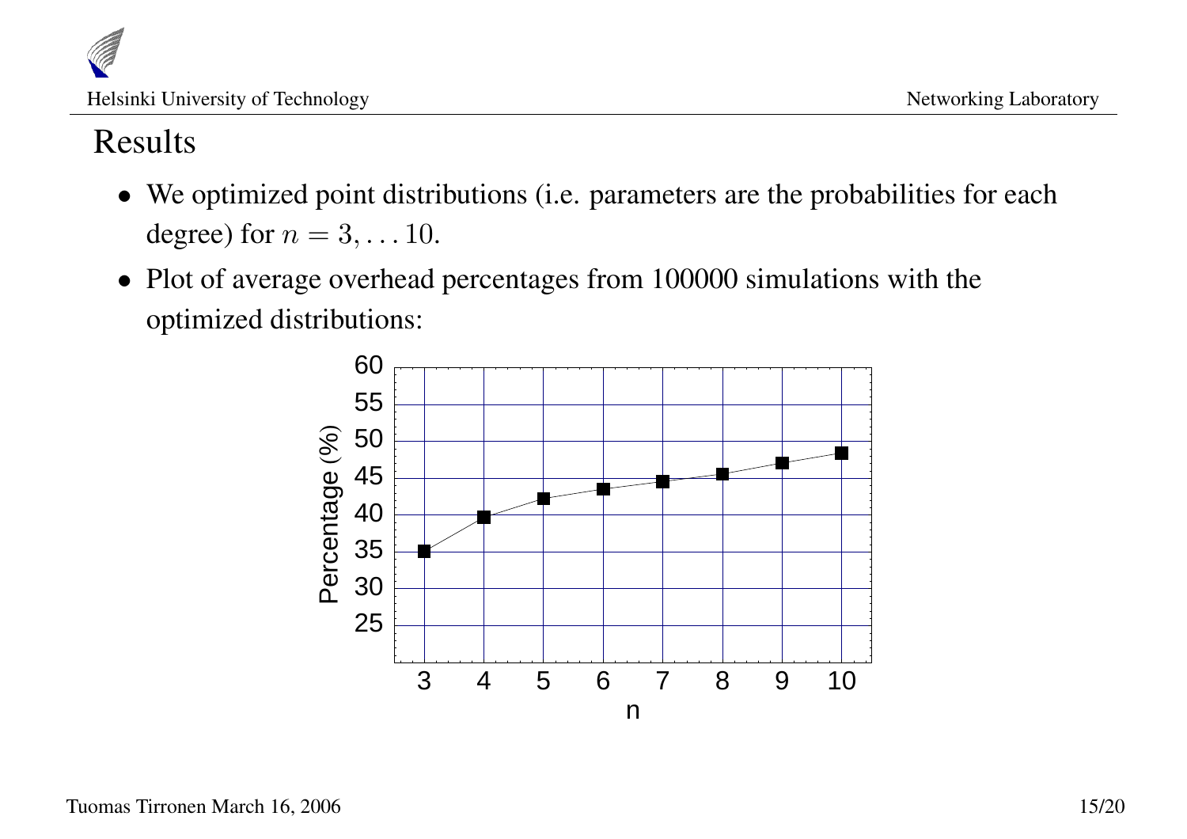## Results

- We optimized point distributions (i.e. parameters are the probabilities for each degree) for $n = 3, \ldots 10$.
- Plot of average overhead percentages from 100000 simulations with the optimized distributions: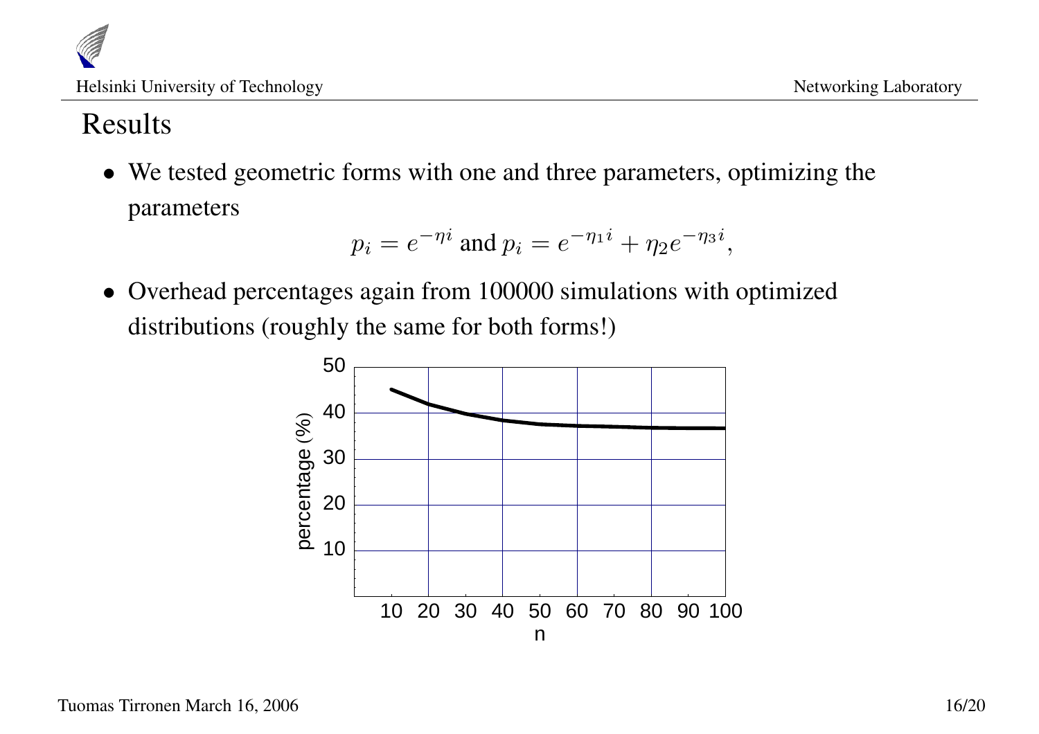# Results

- We tested geometric forms with one and three parameters, optimizing the parameters

$$p_i = e^{-\eta i} \text{ and } p_i = e^{-\eta_1 i} + \eta_2 e^{-\eta_3 i},$$

- Overhead percentages again from 100000 simulations with optimized distributions (roughly the same for both forms!)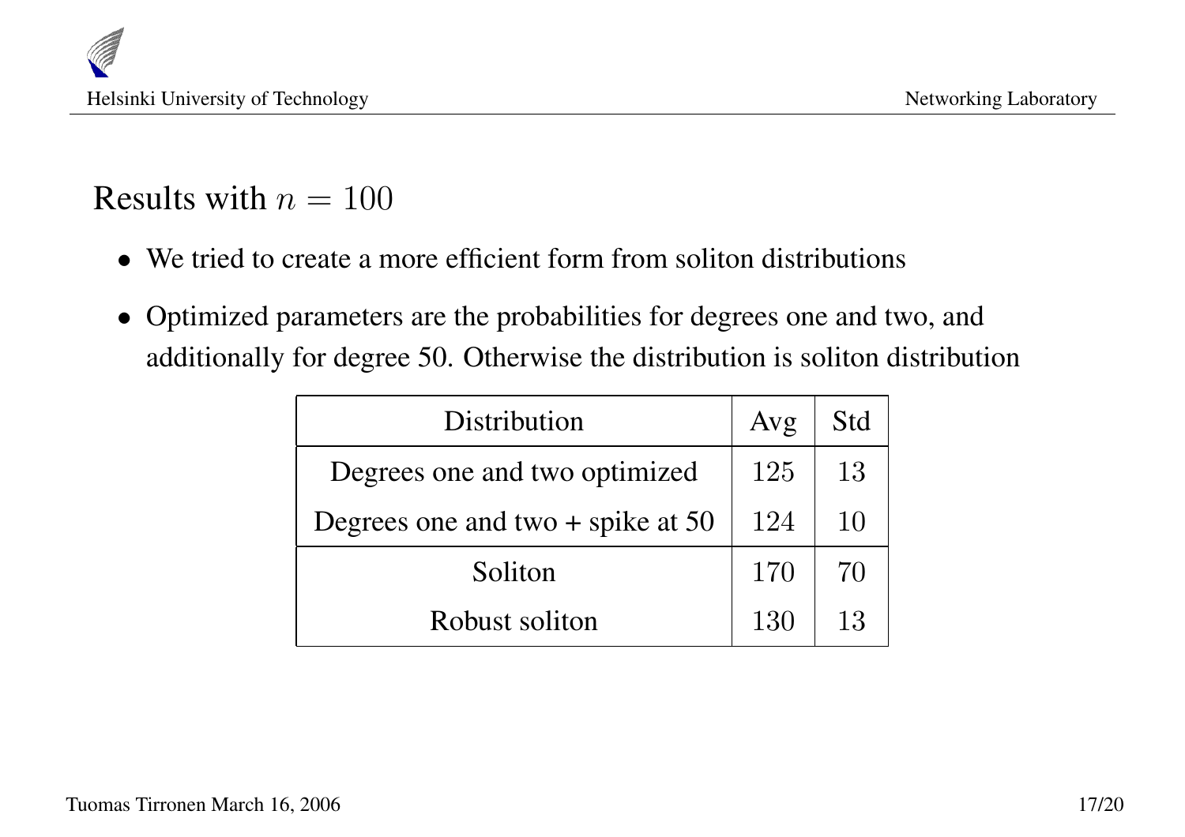## Results with $n = 100$

- We tried to create a more efficient form from soliton distributions
- Optimized parameters are the probabilities for degrees one and two, and additionally for degree 50. Otherwise the distribution is soliton distribution

| Distribution | Avg | Std |
|---|---|---|
| Degrees one and two optimized | 125 | 13 |
| Degrees one and two + spike at 50 | 124 | 10 |
| Soliton | 170 | 70 |
| Robust soliton | 130 | 13 |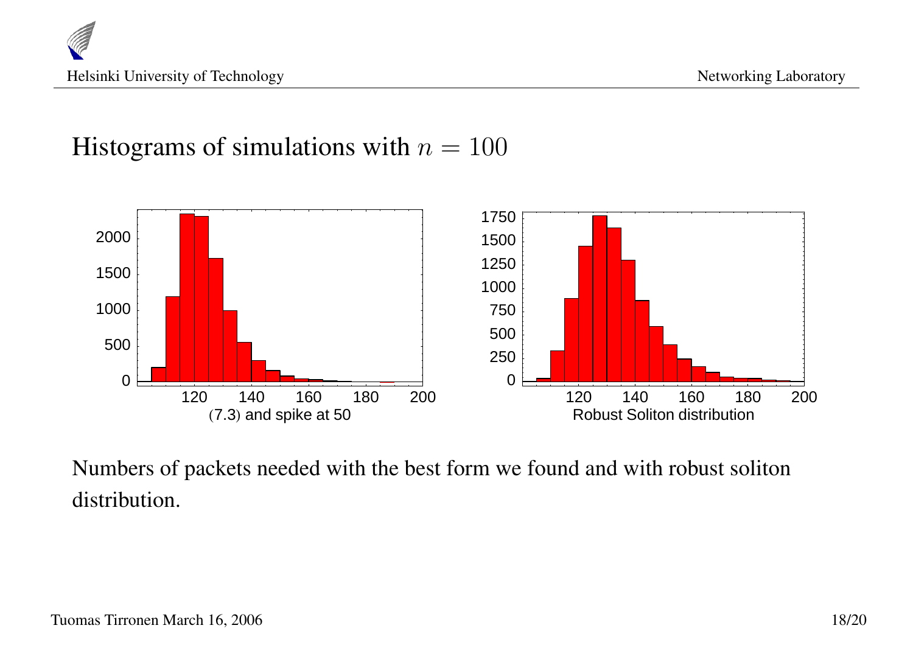# Histograms of simulations with $n = 100$

(7.3) and spike at 50

Robust Soliton distribution

Numbers of packets needed with the best form we found and with robust soliton distribution.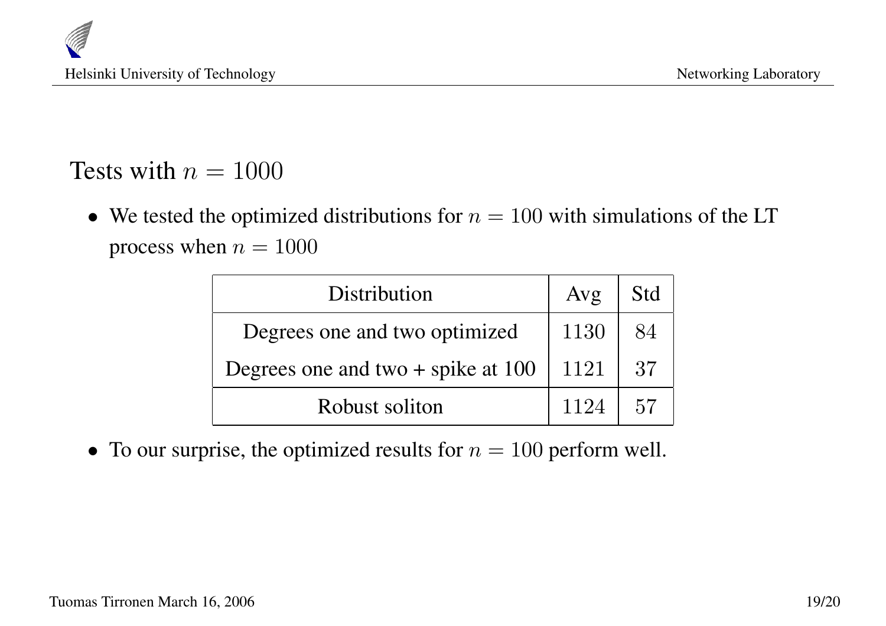# Tests with $n = 1000$

- We tested the optimized distributions for $n = 100$ with simulations of the LT process when $n = 1000$

| Distribution | Avg | Std |
|---|---|---|
| Degrees one and two optimized | $1130$ | $84$ |
| Degrees one and two + spike at 100 | $1121$ | $37$ |
| Robust soliton | $1124$ | $57$ |

- To our surprise, the optimized results for $n = 100$ perform well.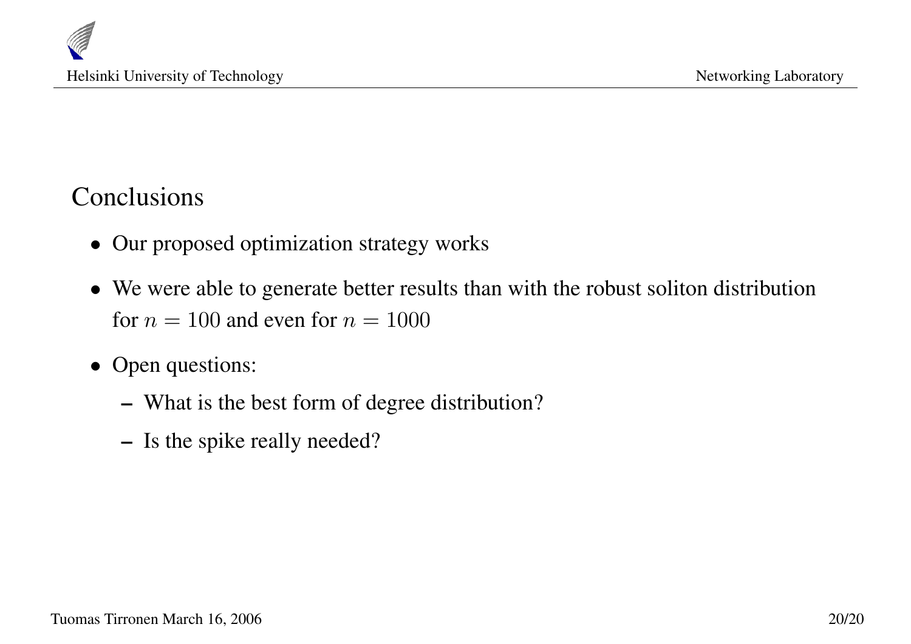## Conclusions

- Our proposed optimization strategy works
- We were able to generate better results than with the robust soliton distribution for $n = 100$ and even for $n = 1000$
- Open questions:
  - What is the best form of degree distribution?
  - Is the spike really needed?